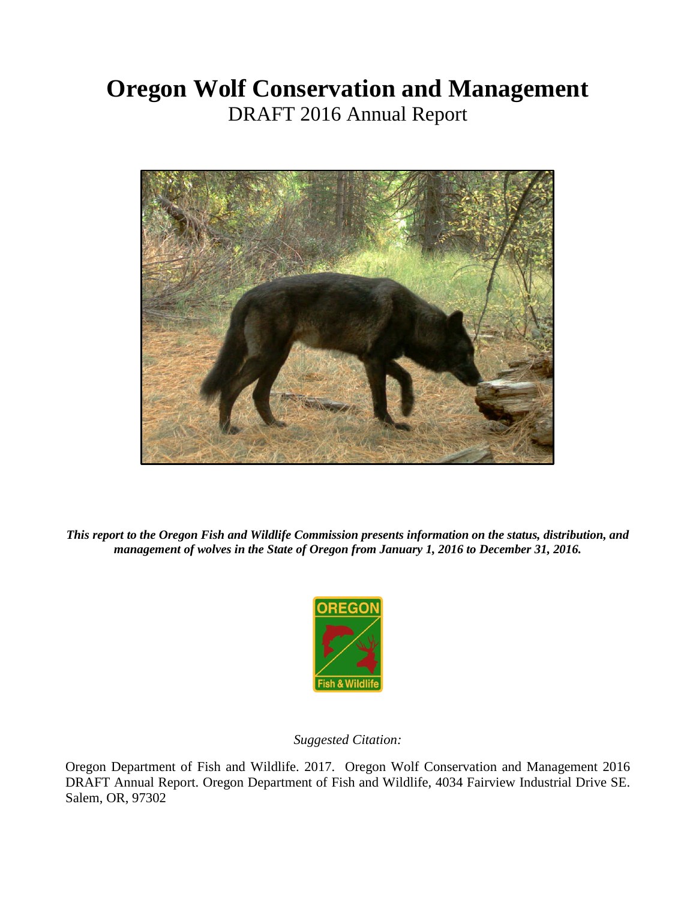# Oregon Wolf Conservation and Management

DRAFT 2016 Annual Report

***This report to the Oregon Fish and Wildlife Commission presents information on the status, distribution, and management of wolves in the State of Oregon from January 1, 2016 to December 31, 2016.***

*Suggested Citation:*

Oregon Department of Fish and Wildlife. 2017. Oregon Wolf Conservation and Management 2016 DRAFT Annual Report. Oregon Department of Fish and Wildlife, 4034 Fairview Industrial Drive SE. Salem, OR, 97302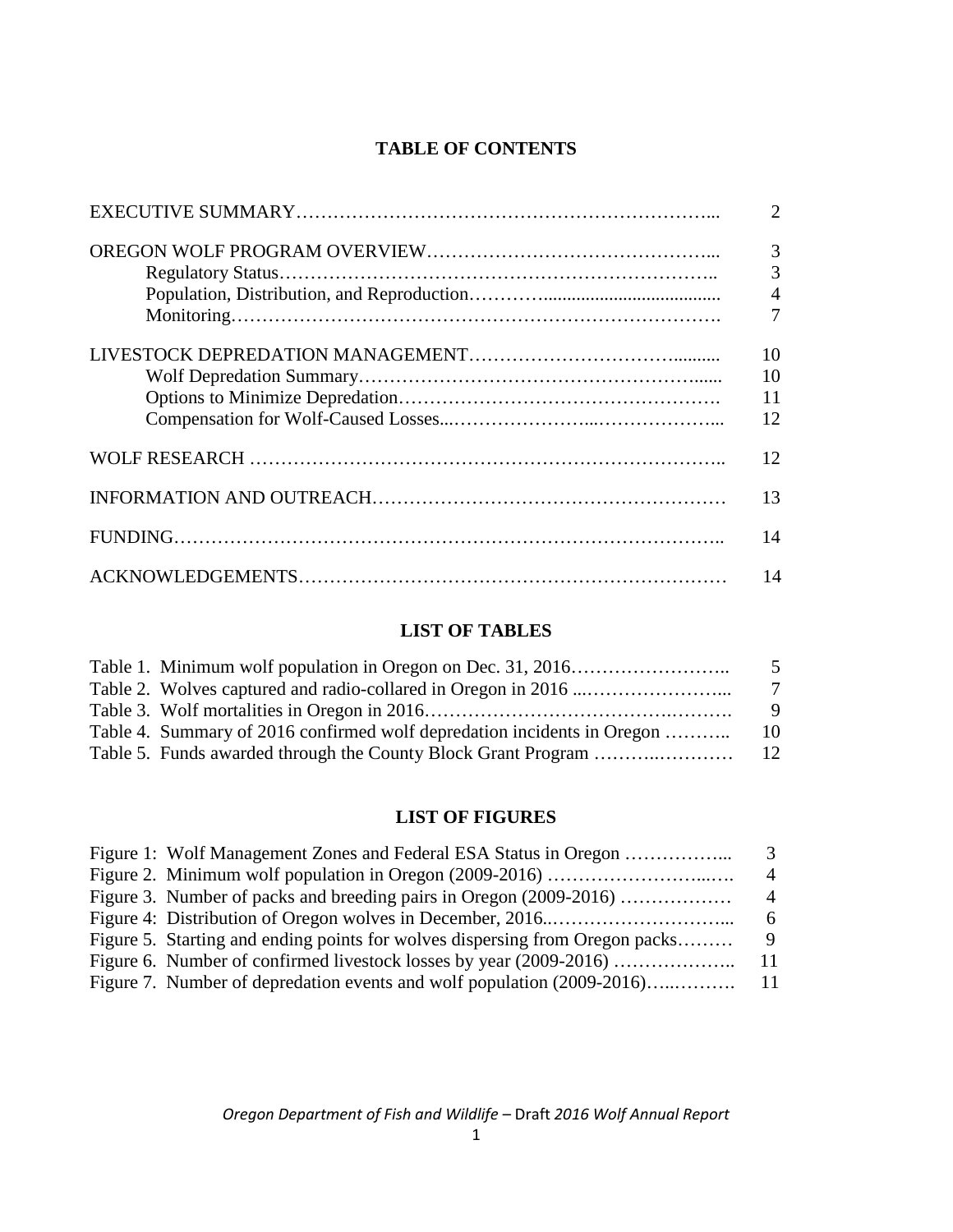# TABLE OF CONTENTS

| | |
|---|---|
| EXECUTIVE SUMMARY | 2 |
| OREGON WOLF PROGRAM OVERVIEW | 3 |
| Regulatory Status | 3 |
| Population, Distribution, and Reproduction | 4 |
| Monitoring | 7 |
| LIVESTOCK DEPREDATION MANAGEMENT | 10 |
| Wolf Depredation Summary | 10 |
| Options to Minimize Depredation | 11 |
| Compensation for Wolf-Caused Losses | 12 |
| WOLF RESEARCH | 12 |
| INFORMATION AND OUTREACH | 13 |
| FUNDING | 14 |
| ACKNOWLEDGEMENTS | 14 |

# LIST OF TABLES

| | |
|---|---|
| Table 1. Minimum wolf population in Oregon on Dec. 31, 2016 | 5 |
| Table 2. Wolves captured and radio-collared in Oregon in 2016 | 7 |
| Table 3. Wolf mortalities in Oregon in 2016 | 9 |
| Table 4. Summary of 2016 confirmed wolf depredation incidents in Oregon | 10 |
| Table 5. Funds awarded through the County Block Grant Program | 12 |

# LIST OF FIGURES

| | |
|---|---|
| Figure 1: Wolf Management Zones and Federal ESA Status in Oregon | 3 |
| Figure 2. Minimum wolf population in Oregon (2009-2016) | 4 |
| Figure 3. Number of packs and breeding pairs in Oregon (2009-2016) | 4 |
| Figure 4: Distribution of Oregon wolves in December, 2016 | 6 |
| Figure 5. Starting and ending points for wolves dispersing from Oregon packs | 9 |
| Figure 6. Number of confirmed livestock losses by year (2009-2016) | 11 |
| Figure 7. Number of depredation events and wolf population (2009-2016) | 11 |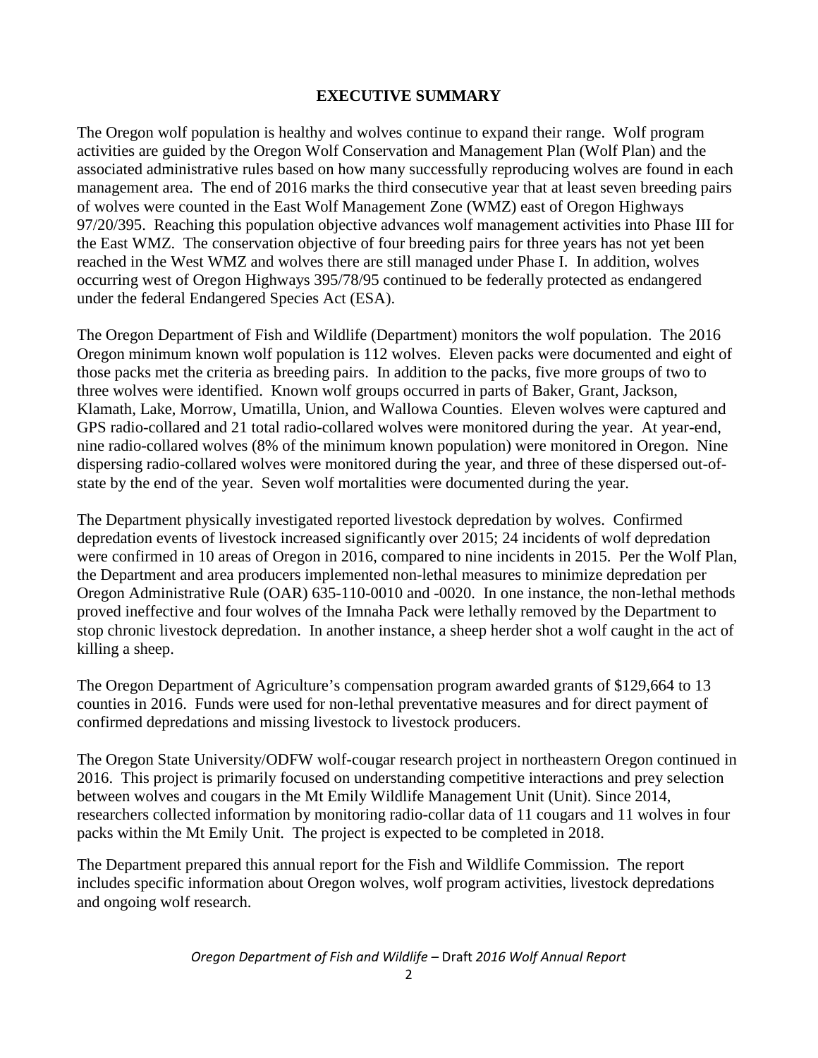## EXECUTIVE SUMMARY

The Oregon wolf population is healthy and wolves continue to expand their range. Wolf program activities are guided by the Oregon Wolf Conservation and Management Plan (Wolf Plan) and the associated administrative rules based on how many successfully reproducing wolves are found in each management area. The end of 2016 marks the third consecutive year that at least seven breeding pairs of wolves were counted in the East Wolf Management Zone (WMZ) east of Oregon Highways 97/20/395. Reaching this population objective advances wolf management activities into Phase III for the East WMZ. The conservation objective of four breeding pairs for three years has not yet been reached in the West WMZ and wolves there are still managed under Phase I. In addition, wolves occurring west of Oregon Highways 395/78/95 continued to be federally protected as endangered under the federal Endangered Species Act (ESA).

The Oregon Department of Fish and Wildlife (Department) monitors the wolf population. The 2016 Oregon minimum known wolf population is 112 wolves. Eleven packs were documented and eight of those packs met the criteria as breeding pairs. In addition to the packs, five more groups of two to three wolves were identified. Known wolf groups occurred in parts of Baker, Grant, Jackson, Klamath, Lake, Morrow, Umatilla, Union, and Wallowa Counties. Eleven wolves were captured and GPS radio-collared and 21 total radio-collared wolves were monitored during the year. At year-end, nine radio-collared wolves (8% of the minimum known population) were monitored in Oregon. Nine dispersing radio-collared wolves were monitored during the year, and three of these dispersed out-of-state by the end of the year. Seven wolf mortalities were documented during the year.

The Department physically investigated reported livestock depredation by wolves. Confirmed depredation events of livestock increased significantly over 2015; 24 incidents of wolf depredation were confirmed in 10 areas of Oregon in 2016, compared to nine incidents in 2015. Per the Wolf Plan, the Department and area producers implemented non-lethal measures to minimize depredation per Oregon Administrative Rule (OAR) 635-110-0010 and -0020. In one instance, the non-lethal methods proved ineffective and four wolves of the Imnaha Pack were lethally removed by the Department to stop chronic livestock depredation. In another instance, a sheep herder shot a wolf caught in the act of killing a sheep.

The Oregon Department of Agriculture's compensation program awarded grants of $129,664 to 13 counties in 2016. Funds were used for non-lethal preventative measures and for direct payment of confirmed depredations and missing livestock to livestock producers.

The Oregon State University/ODFW wolf-cougar research project in northeastern Oregon continued in 2016. This project is primarily focused on understanding competitive interactions and prey selection between wolves and cougars in the Mt Emily Wildlife Management Unit (Unit). Since 2014, researchers collected information by monitoring radio-collar data of 11 cougars and 11 wolves in four packs within the Mt Emily Unit. The project is expected to be completed in 2018.

The Department prepared this annual report for the Fish and Wildlife Commission. The report includes specific information about Oregon wolves, wolf program activities, livestock depredations and ongoing wolf research.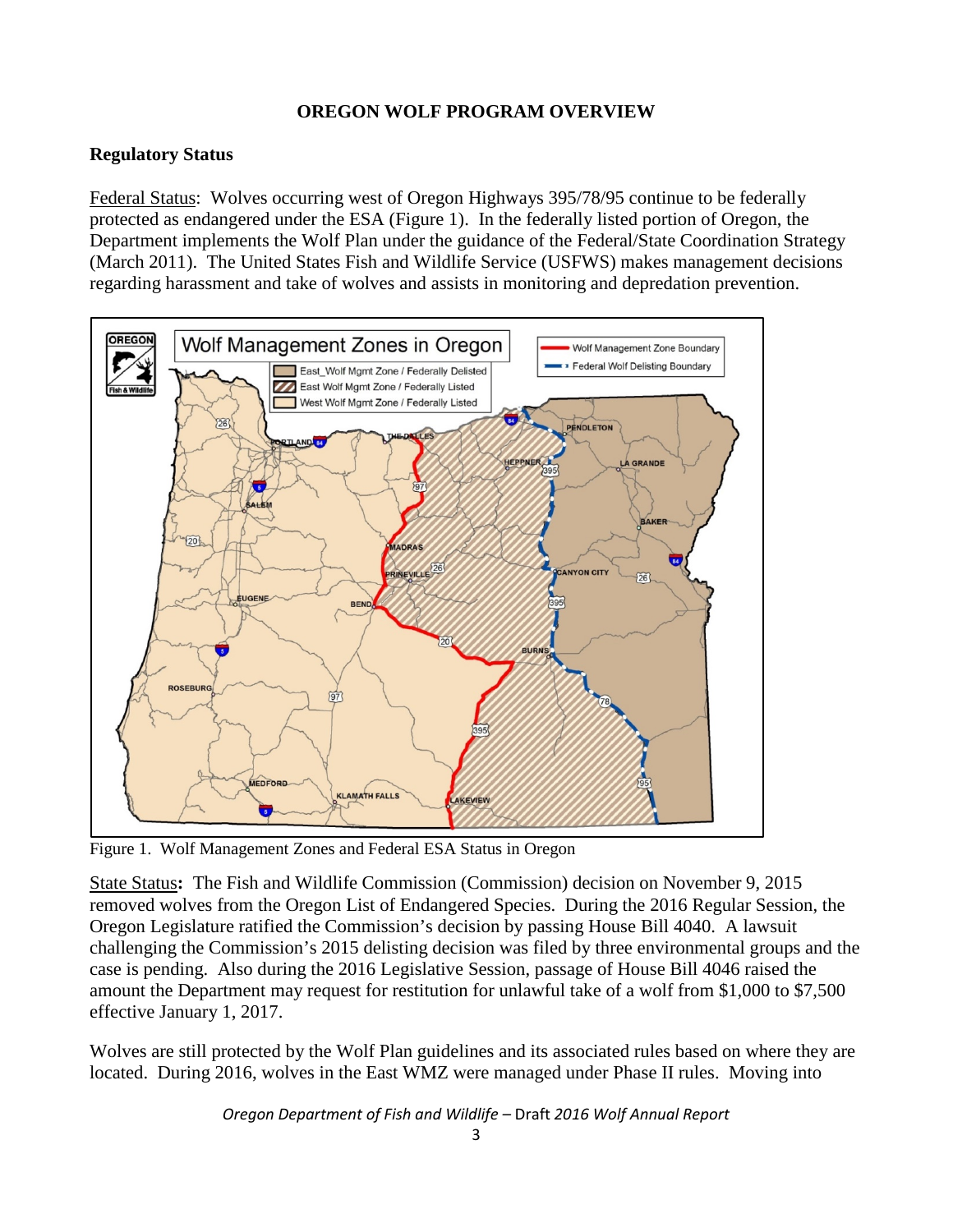**OREGON WOLF PROGRAM OVERVIEW**

## Regulatory Status

Federal Status: Wolves occurring west of Oregon Highways 395/78/95 continue to be federally protected as endangered under the ESA (Figure 1). In the federally listed portion of Oregon, the Department implements the Wolf Plan under the guidance of the Federal/State Coordination Strategy (March 2011). The United States Fish and Wildlife Service (USFWS) makes management decisions regarding harassment and take of wolves and assists in monitoring and depredation prevention.

Figure 1. Wolf Management Zones and Federal ESA Status in Oregon

State Status**:** The Fish and Wildlife Commission (Commission) decision on November 9, 2015 removed wolves from the Oregon List of Endangered Species. During the 2016 Regular Session, the Oregon Legislature ratified the Commission's decision by passing House Bill 4040. A lawsuit challenging the Commission's 2015 delisting decision was filed by three environmental groups and the case is pending. Also during the 2016 Legislative Session, passage of House Bill 4046 raised the amount the Department may request for restitution for unlawful take of a wolf from $1,000 to $7,500 effective January 1, 2017.

Wolves are still protected by the Wolf Plan guidelines and its associated rules based on where they are located. During 2016, wolves in the East WMZ were managed under Phase II rules. Moving into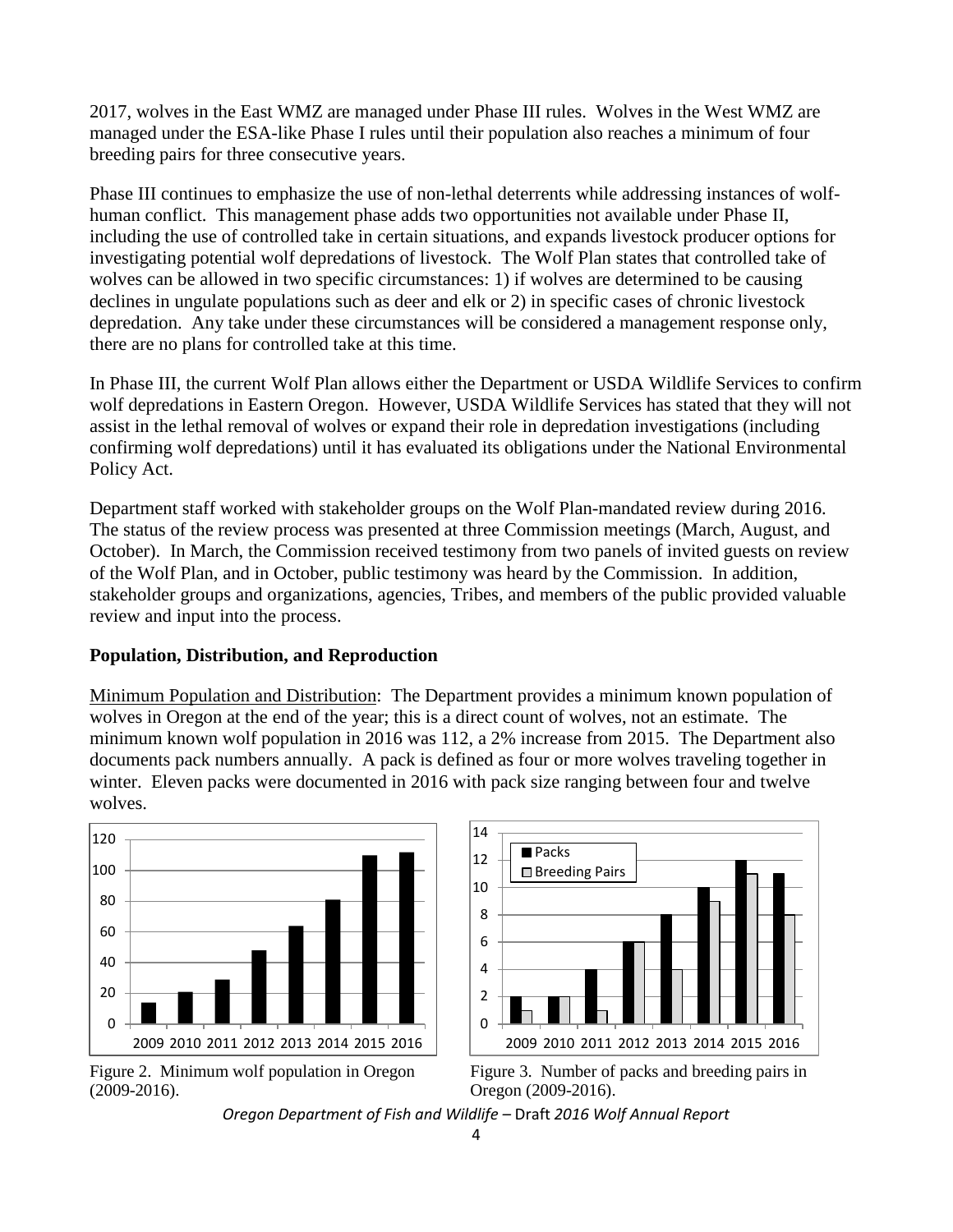2017, wolves in the East WMZ are managed under Phase III rules. Wolves in the West WMZ are managed under the ESA-like Phase I rules until their population also reaches a minimum of four breeding pairs for three consecutive years.

Phase III continues to emphasize the use of non-lethal deterrents while addressing instances of wolf-human conflict. This management phase adds two opportunities not available under Phase II, including the use of controlled take in certain situations, and expands livestock producer options for investigating potential wolf depredations of livestock. The Wolf Plan states that controlled take of wolves can be allowed in two specific circumstances: 1) if wolves are determined to be causing declines in ungulate populations such as deer and elk or 2) in specific cases of chronic livestock depredation. Any take under these circumstances will be considered a management response only, there are no plans for controlled take at this time.

In Phase III, the current Wolf Plan allows either the Department or USDA Wildlife Services to confirm wolf depredations in Eastern Oregon. However, USDA Wildlife Services has stated that they will not assist in the lethal removal of wolves or expand their role in depredation investigations (including confirming wolf depredations) until it has evaluated its obligations under the National Environmental Policy Act.

Department staff worked with stakeholder groups on the Wolf Plan-mandated review during 2016. The status of the review process was presented at three Commission meetings (March, August, and October). In March, the Commission received testimony from two panels of invited guests on review of the Wolf Plan, and in October, public testimony was heard by the Commission. In addition, stakeholder groups and organizations, agencies, Tribes, and members of the public provided valuable review and input into the process.

## Population, Distribution, and Reproduction

Minimum Population and Distribution: The Department provides a minimum known population of wolves in Oregon at the end of the year; this is a direct count of wolves, not an estimate. The minimum known wolf population in 2016 was 112, a 2% increase from 2015. The Department also documents pack numbers annually. A pack is defined as four or more wolves traveling together in winter. Eleven packs were documented in 2016 with pack size ranging between four and twelve wolves.

Figure 2. Minimum wolf population in Oregon (2009-2016).

Figure 3. Number of packs and breeding pairs in Oregon (2009-2016).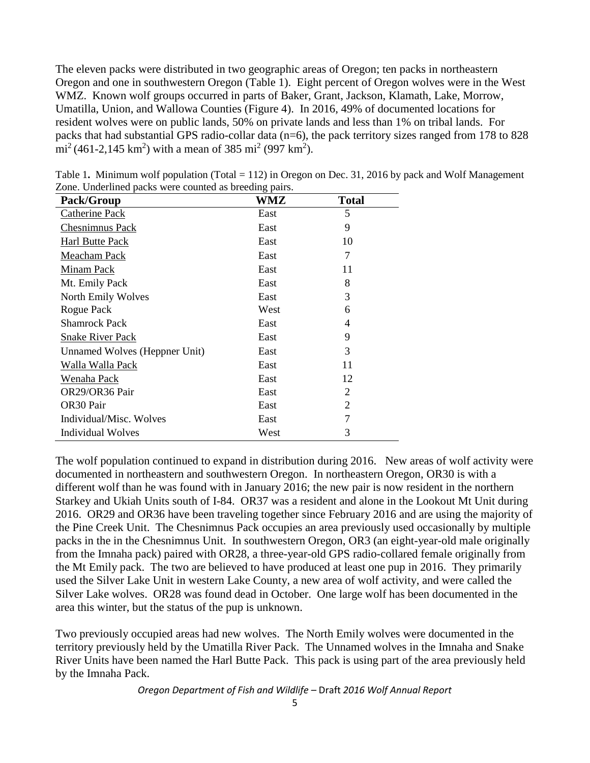The eleven packs were distributed in two geographic areas of Oregon; ten packs in northeastern Oregon and one in southwestern Oregon (Table 1). Eight percent of Oregon wolves were in the West WMZ. Known wolf groups occurred in parts of Baker, Grant, Jackson, Klamath, Lake, Morrow, Umatilla, Union, and Wallowa Counties (Figure 4). In 2016, 49% of documented locations for resident wolves were on public lands, 50% on private lands and less than 1% on tribal lands. For packs that had substantial GPS radio-collar data (n=6), the pack territory sizes ranged from 178 to 828 $mi^2$ (461-2,145 $km^2$) with a mean of 385 $mi^2$ (997 $km^2$).

Table 1. Minimum wolf population (Total = 112) in Oregon on Dec. 31, 2016 by pack and Wolf Management Zone. Underlined packs were counted as breeding pairs.

| Pack/Group | WMZ | Total |
|---|---|---|
| <u>Catherine Pack</u> | East | 5 |
| <u>Chesnimnus Pack</u> | East | 9 |
| <u>Harl Butte Pack</u> | East | 10 |
| <u>Meacham Pack</u> | East | 7 |
| <u>Minam Pack</u> | East | 11 |
| Mt. Emily Pack | East | 8 |
| North Emily Wolves | East | 3 |
| Rogue Pack | West | 6 |
| Shamrock Pack | East | 4 |
| <u>Snake River Pack</u> | East | 9 |
| Unnamed Wolves (Heppner Unit) | East | 3 |
| <u>Walla Walla Pack</u> | East | 11 |
| <u>Wenaha Pack</u> | East | 12 |
| OR29/OR36 Pair | East | 2 |
| OR30 Pair | East | 2 |
| Individual/Misc. Wolves | East | 7 |
| Individual Wolves | West | 3 |

The wolf population continued to expand in distribution during 2016. New areas of wolf activity were documented in northeastern and southwestern Oregon. In northeastern Oregon, OR30 is with a different wolf than he was found with in January 2016; the new pair is now resident in the northern Starkey and Ukiah Units south of I-84. OR37 was a resident and alone in the Lookout Mt Unit during 2016. OR29 and OR36 have been traveling together since February 2016 and are using the majority of the Pine Creek Unit. The Chesnimnus Pack occupies an area previously used occasionally by multiple packs in the in the Chesnimnus Unit. In southwestern Oregon, OR3 (an eight-year-old male originally from the Imnaha pack) paired with OR28, a three-year-old GPS radio-collared female originally from the Mt Emily pack. The two are believed to have produced at least one pup in 2016. They primarily used the Silver Lake Unit in western Lake County, a new area of wolf activity, and were called the Silver Lake wolves. OR28 was found dead in October. One large wolf has been documented in the area this winter, but the status of the pup is unknown.

Two previously occupied areas had new wolves. The North Emily wolves were documented in the territory previously held by the Umatilla River Pack. The Unnamed wolves in the Imnaha and Snake River Units have been named the Harl Butte Pack. This pack is using part of the area previously held by the Imnaha Pack.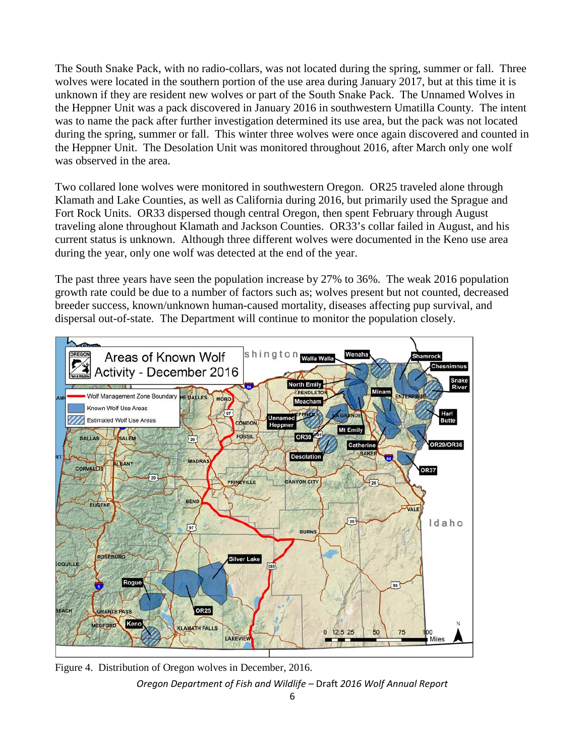The South Snake Pack, with no radio-collars, was not located during the spring, summer or fall. Three wolves were located in the southern portion of the use area during January 2017, but at this time it is unknown if they are resident new wolves or part of the South Snake Pack. The Unnamed Wolves in the Heppner Unit was a pack discovered in January 2016 in southwestern Umatilla County. The intent was to name the pack after further investigation determined its use area, but the pack was not located during the spring, summer or fall. This winter three wolves were once again discovered and counted in the Heppner Unit. The Desolation Unit was monitored throughout 2016, after March only one wolf was observed in the area.

Two collared lone wolves were monitored in southwestern Oregon. OR25 traveled alone through Klamath and Lake Counties, as well as California during 2016, but primarily used the Sprague and Fort Rock Units. OR33 dispersed though central Oregon, then spent February through August traveling alone throughout Klamath and Jackson Counties. OR33's collar failed in August, and his current status is unknown. Although three different wolves were documented in the Keno use area during the year, only one wolf was detected at the end of the year.

The past three years have seen the population increase by 27% to 36%. The weak 2016 population growth rate could be due to a number of factors such as; wolves present but not counted, decreased breeder success, known/unknown human-caused mortality, diseases affecting pup survival, and dispersal out-of-state. The Department will continue to monitor the population closely.

Figure 4. Distribution of Oregon wolves in December, 2016.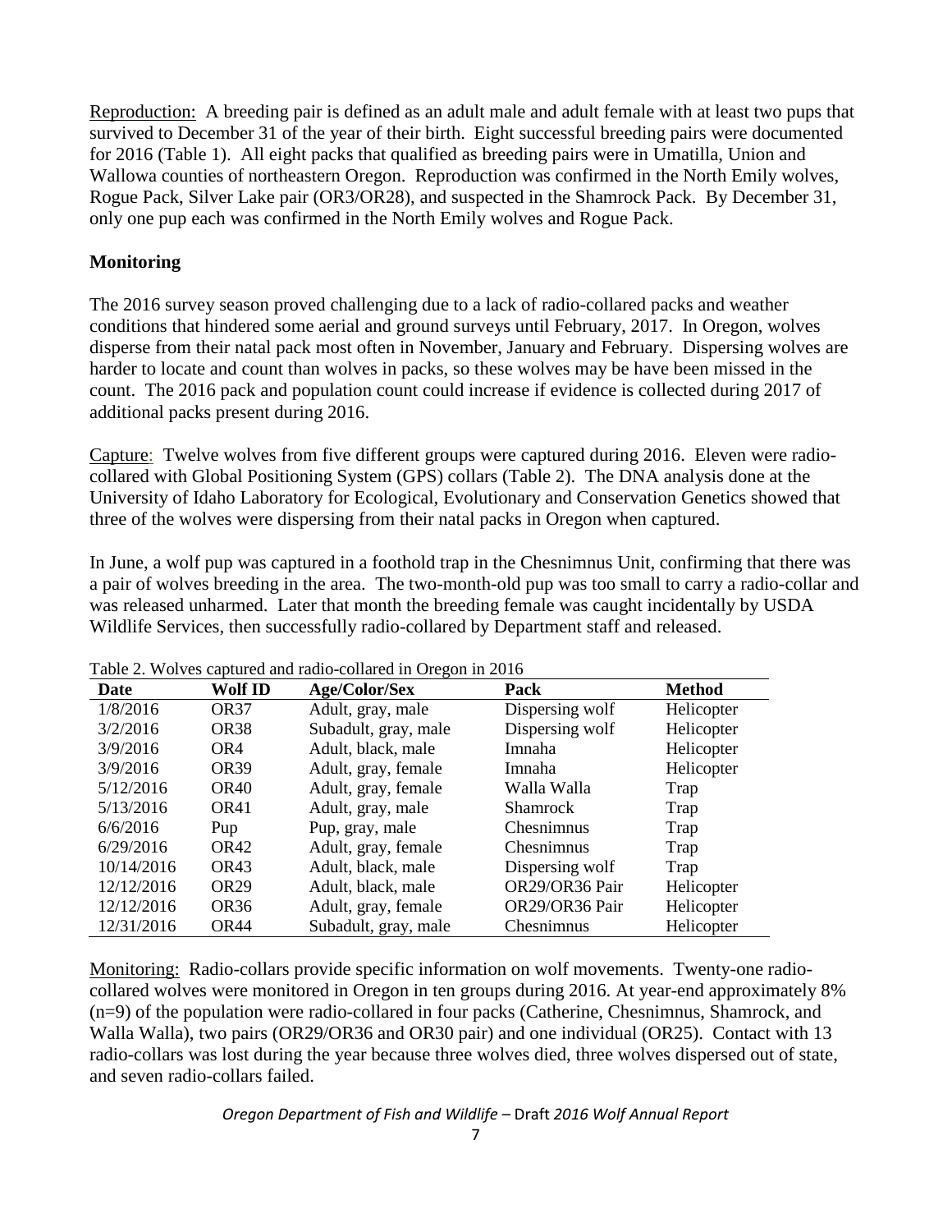Reproduction: A breeding pair is defined as an adult male and adult female with at least two pups that survived to December 31 of the year of their birth. Eight successful breeding pairs were documented for 2016 (Table 1). All eight packs that qualified as breeding pairs were in Umatilla, Union and Wallowa counties of northeastern Oregon. Reproduction was confirmed in the North Emily wolves, Rogue Pack, Silver Lake pair (OR3/OR28), and suspected in the Shamrock Pack. By December 31, only one pup each was confirmed in the North Emily wolves and Rogue Pack.

## Monitoring

The 2016 survey season proved challenging due to a lack of radio-collared packs and weather conditions that hindered some aerial and ground surveys until February, 2017. In Oregon, wolves disperse from their natal pack most often in November, January and February. Dispersing wolves are harder to locate and count than wolves in packs, so these wolves may be have been missed in the count. The 2016 pack and population count could increase if evidence is collected during 2017 of additional packs present during 2016.

Capture: Twelve wolves from five different groups were captured during 2016. Eleven were radio-collared with Global Positioning System (GPS) collars (Table 2). The DNA analysis done at the University of Idaho Laboratory for Ecological, Evolutionary and Conservation Genetics showed that three of the wolves were dispersing from their natal packs in Oregon when captured.

In June, a wolf pup was captured in a foothold trap in the Chesnimnus Unit, confirming that there was a pair of wolves breeding in the area. The two-month-old pup was too small to carry a radio-collar and was released unharmed. Later that month the breeding female was caught incidentally by USDA Wildlife Services, then successfully radio-collared by Department staff and released.

Table 2. Wolves captured and radio-collared in Oregon in 2016

| Date | Wolf ID | Age/Color/Sex | Pack | Method |
|---|---|---|---|---|
| 1/8/2016 | OR37 | Adult, gray, male | Dispersing wolf | Helicopter |
| 3/2/2016 | OR38 | Subadult, gray, male | Dispersing wolf | Helicopter |
| 3/9/2016 | OR4 | Adult, black, male | Imnaha | Helicopter |
| 3/9/2016 | OR39 | Adult, gray, female | Imnaha | Helicopter |
| 5/12/2016 | OR40 | Adult, gray, female | Walla Walla | Trap |
| 5/13/2016 | OR41 | Adult, gray, male | Shamrock | Trap |
| 6/6/2016 | Pup | Pup, gray, male | Chesnimnus | Trap |
| 6/29/2016 | OR42 | Adult, gray, female | Chesnimnus | Trap |
| 10/14/2016 | OR43 | Adult, black, male | Dispersing wolf | Trap |
| 12/12/2016 | OR29 | Adult, black, male | OR29/OR36 Pair | Helicopter |
| 12/12/2016 | OR36 | Adult, gray, female | OR29/OR36 Pair | Helicopter |
| 12/31/2016 | OR44 | Subadult, gray, male | Chesnimnus | Helicopter |

Monitoring: Radio-collars provide specific information on wolf movements. Twenty-one radio-collared wolves were monitored in Oregon in ten groups during 2016. At year-end approximately 8% (n=9) of the population were radio-collared in four packs (Catherine, Chesnimnus, Shamrock, and Walla Walla), two pairs (OR29/OR36 and OR30 pair) and one individual (OR25). Contact with 13 radio-collars was lost during the year because three wolves died, three wolves dispersed out of state, and seven radio-collars failed.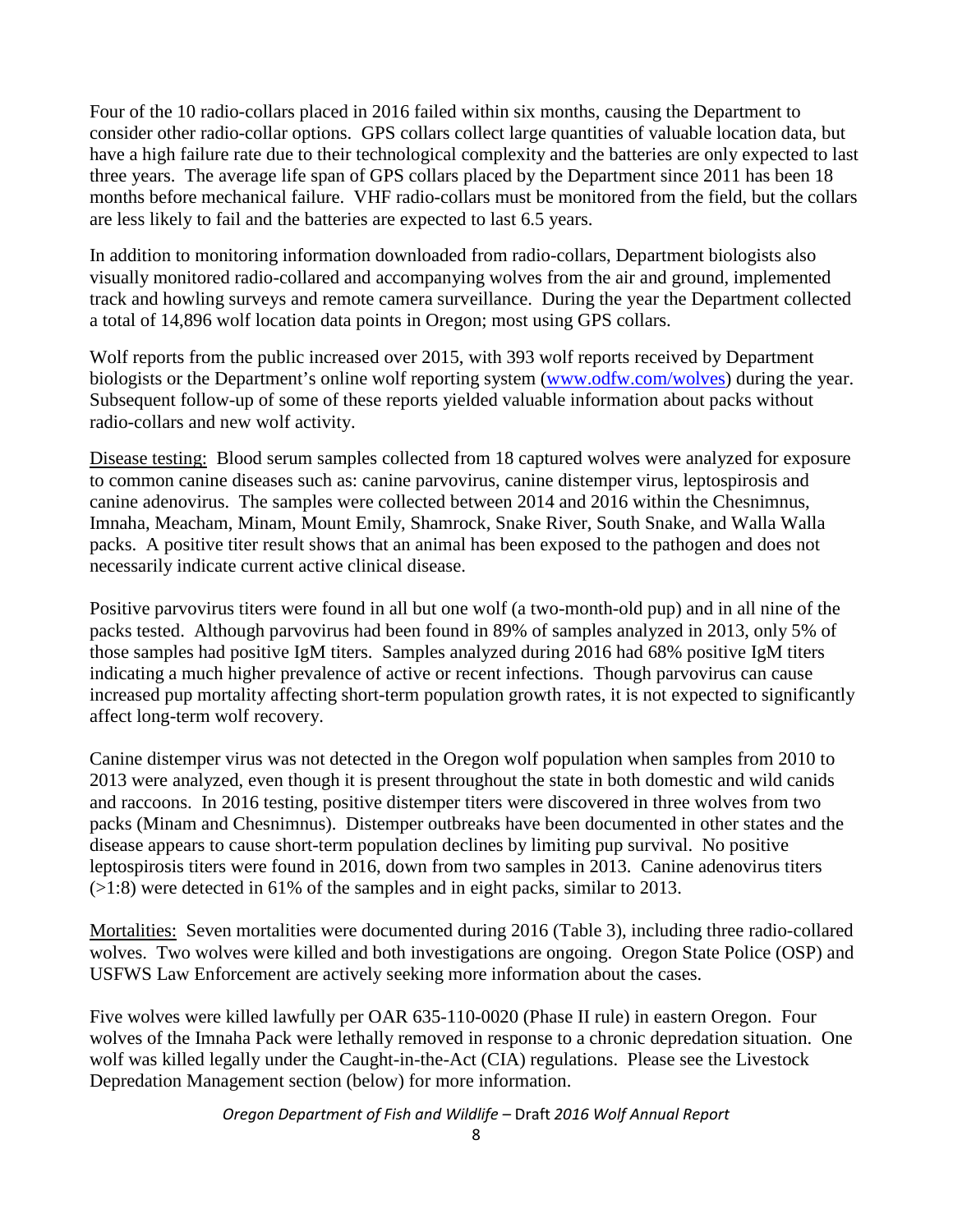Four of the 10 radio-collars placed in 2016 failed within six months, causing the Department to consider other radio-collar options. GPS collars collect large quantities of valuable location data, but have a high failure rate due to their technological complexity and the batteries are only expected to last three years. The average life span of GPS collars placed by the Department since 2011 has been 18 months before mechanical failure. VHF radio-collars must be monitored from the field, but the collars are less likely to fail and the batteries are expected to last 6.5 years.

In addition to monitoring information downloaded from radio-collars, Department biologists also visually monitored radio-collared and accompanying wolves from the air and ground, implemented track and howling surveys and remote camera surveillance. During the year the Department collected a total of 14,896 wolf location data points in Oregon; most using GPS collars.

Wolf reports from the public increased over 2015, with 393 wolf reports received by Department biologists or the Department's online wolf reporting system ([www.odfw.com/wolves](www.odfw.com/wolves)) during the year. Subsequent follow-up of some of these reports yielded valuable information about packs without radio-collars and new wolf activity.

<u>Disease testing:</u> Blood serum samples collected from 18 captured wolves were analyzed for exposure to common canine diseases such as: canine parvovirus, canine distemper virus, leptospirosis and canine adenovirus. The samples were collected between 2014 and 2016 within the Chesnimnus, Imnaha, Meacham, Minam, Mount Emily, Shamrock, Snake River, South Snake, and Walla Walla packs. A positive titer result shows that an animal has been exposed to the pathogen and does not necessarily indicate current active clinical disease.

Positive parvovirus titers were found in all but one wolf (a two-month-old pup) and in all nine of the packs tested. Although parvovirus had been found in 89% of samples analyzed in 2013, only 5% of those samples had positive IgM titers. Samples analyzed during 2016 had 68% positive IgM titers indicating a much higher prevalence of active or recent infections. Though parvovirus can cause increased pup mortality affecting short-term population growth rates, it is not expected to significantly affect long-term wolf recovery.

Canine distemper virus was not detected in the Oregon wolf population when samples from 2010 to 2013 were analyzed, even though it is present throughout the state in both domestic and wild canids and raccoons. In 2016 testing, positive distemper titers were discovered in three wolves from two packs (Minam and Chesnimnus). Distemper outbreaks have been documented in other states and the disease appears to cause short-term population declines by limiting pup survival. No positive leptospirosis titers were found in 2016, down from two samples in 2013. Canine adenovirus titers (>1:8) were detected in 61% of the samples and in eight packs, similar to 2013.

<u>Mortalities:</u> Seven mortalities were documented during 2016 (Table 3), including three radio-collared wolves. Two wolves were killed and both investigations are ongoing. Oregon State Police (OSP) and USFWS Law Enforcement are actively seeking more information about the cases.

Five wolves were killed lawfully per OAR 635-110-0020 (Phase II rule) in eastern Oregon. Four wolves of the Imnaha Pack were lethally removed in response to a chronic depredation situation. One wolf was killed legally under the Caught-in-the-Act (CIA) regulations. Please see the Livestock Depredation Management section (below) for more information.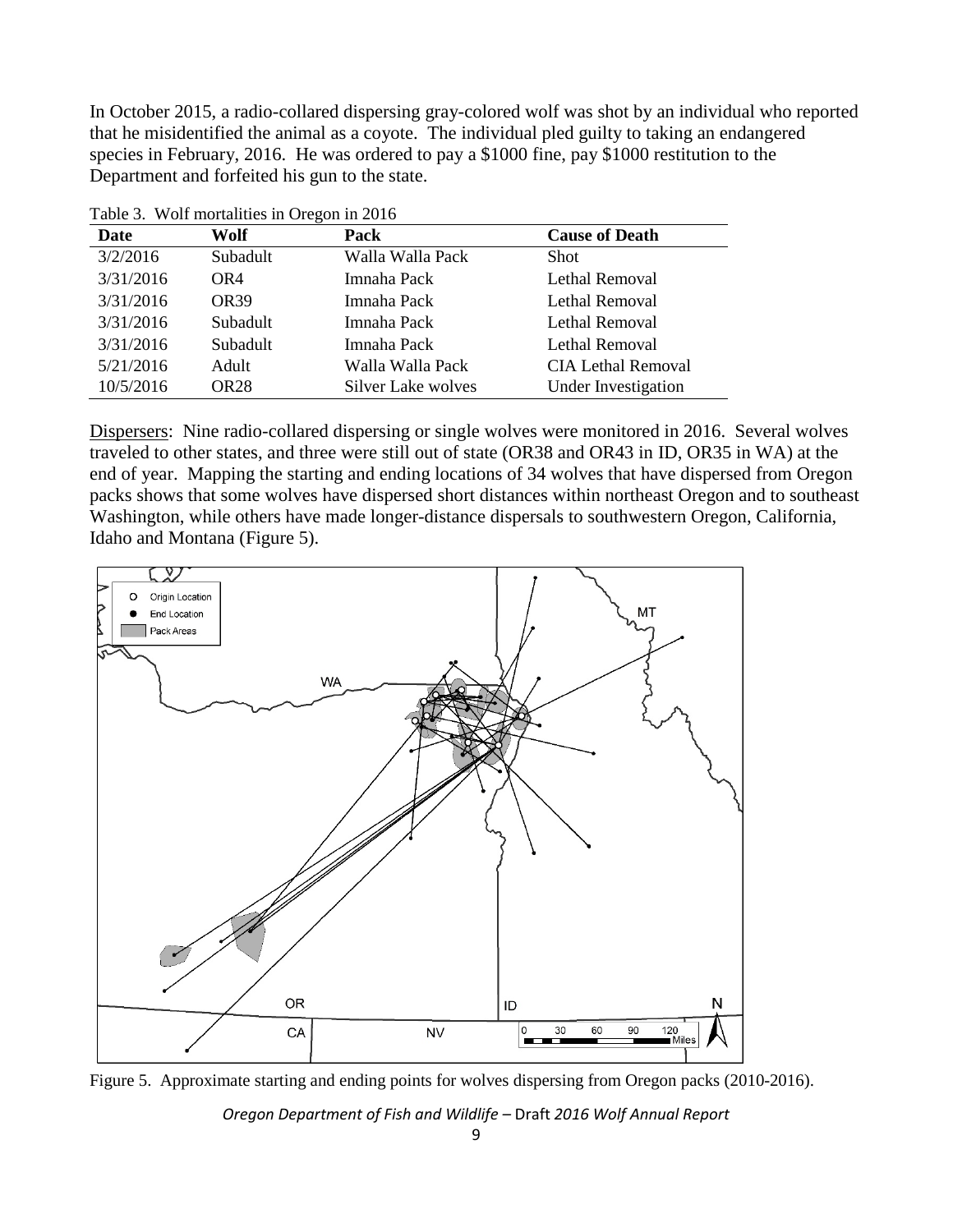In October 2015, a radio-collared dispersing gray-colored wolf was shot by an individual who reported that he misidentified the animal as a coyote. The individual pled guilty to taking an endangered species in February, 2016. He was ordered to pay a $1000 fine, pay $1000 restitution to the Department and forfeited his gun to the state.

Table 3. Wolf mortalities in Oregon in 2016

| Date | Wolf | Pack | Cause of Death |
|---|---|---|---|
| 3/2/2016 | Subadult | Walla Walla Pack | Shot |
| 3/31/2016 | OR4 | Imnaha Pack | Lethal Removal |
| 3/31/2016 | OR39 | Imnaha Pack | Lethal Removal |
| 3/31/2016 | Subadult | Imnaha Pack | Lethal Removal |
| 3/31/2016 | Subadult | Imnaha Pack | Lethal Removal |
| 5/21/2016 | Adult | Walla Walla Pack | CIA Lethal Removal |
| 10/5/2016 | OR28 | Silver Lake wolves | Under Investigation |

Dispersers: Nine radio-collared dispersing or single wolves were monitored in 2016. Several wolves traveled to other states, and three were still out of state (OR38 and OR43 in ID, OR35 in WA) at the end of year. Mapping the starting and ending locations of 34 wolves that have dispersed from Oregon packs shows that some wolves have dispersed short distances within northeast Oregon and to southeast Washington, while others have made longer-distance dispersals to southwestern Oregon, California, Idaho and Montana (Figure 5).

Figure 5. Approximate starting and ending points for wolves dispersing from Oregon packs (2010-2016).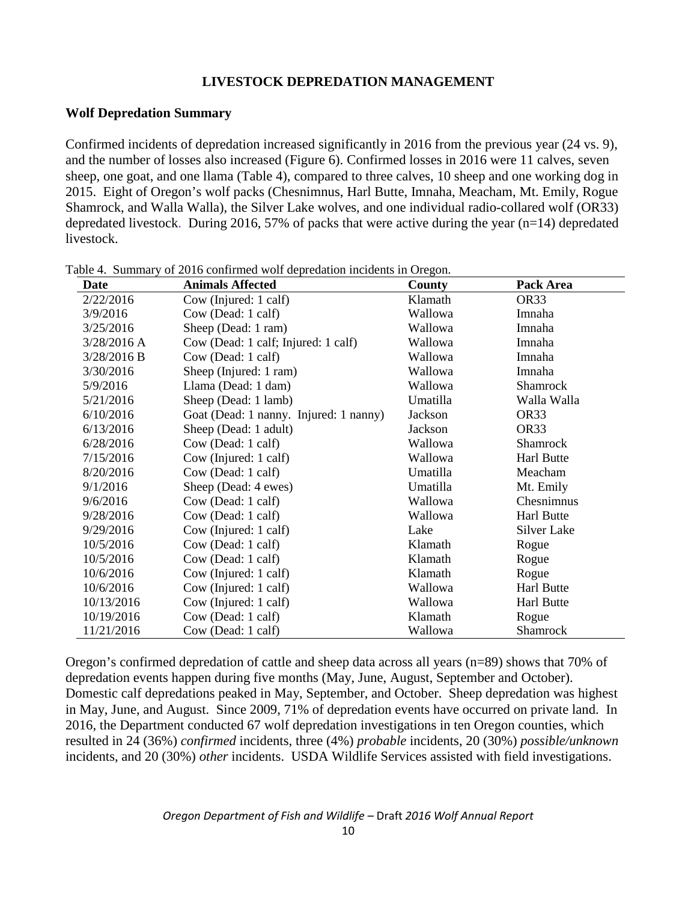## LIVESTOCK DEPREDATION MANAGEMENT

### Wolf Depredation Summary

Confirmed incidents of depredation increased significantly in 2016 from the previous year (24 vs. 9), and the number of losses also increased (Figure 6). Confirmed losses in 2016 were 11 calves, seven sheep, one goat, and one llama (Table 4), compared to three calves, 10 sheep and one working dog in 2015. Eight of Oregon's wolf packs (Chesnimnus, Harl Butte, Imnaha, Meacham, Mt. Emily, Rogue Shamrock, and Walla Walla), the Silver Lake wolves, and one individual radio-collared wolf (OR33) depredated livestock. During 2016, 57% of packs that were active during the year (n=14) depredated livestock.

Table 4. Summary of 2016 confirmed wolf depredation incidents in Oregon.

| Date | Animals Affected | County | Pack Area |
|---|---|---|---|
| 2/22/2016 | Cow (Injured: 1 calf) | Klamath | OR33 |
| 3/9/2016 | Cow (Dead: 1 calf) | Wallowa | Imnaha |
| 3/25/2016 | Sheep (Dead: 1 ram) | Wallowa | Imnaha |
| 3/28/2016 A | Cow (Dead: 1 calf; Injured: 1 calf) | Wallowa | Imnaha |
| 3/28/2016 B | Cow (Dead: 1 calf) | Wallowa | Imnaha |
| 3/30/2016 | Sheep (Injured: 1 ram) | Wallowa | Imnaha |
| 5/9/2016 | Llama (Dead: 1 dam) | Wallowa | Shamrock |
| 5/21/2016 | Sheep (Dead: 1 lamb) | Umatilla | Walla Walla |
| 6/10/2016 | Goat (Dead: 1 nanny. Injured: 1 nanny) | Jackson | OR33 |
| 6/13/2016 | Sheep (Dead: 1 adult) | Jackson | OR33 |
| 6/28/2016 | Cow (Dead: 1 calf) | Wallowa | Shamrock |
| 7/15/2016 | Cow (Injured: 1 calf) | Wallowa | Harl Butte |
| 8/20/2016 | Cow (Dead: 1 calf) | Umatilla | Meacham |
| 9/1/2016 | Sheep (Dead: 4 ewes) | Umatilla | Mt. Emily |
| 9/6/2016 | Cow (Dead: 1 calf) | Wallowa | Chesnimnus |
| 9/28/2016 | Cow (Dead: 1 calf) | Wallowa | Harl Butte |
| 9/29/2016 | Cow (Injured: 1 calf) | Lake | Silver Lake |
| 10/5/2016 | Cow (Dead: 1 calf) | Klamath | Rogue |
| 10/5/2016 | Cow (Dead: 1 calf) | Klamath | Rogue |
| 10/6/2016 | Cow (Injured: 1 calf) | Klamath | Rogue |
| 10/6/2016 | Cow (Injured: 1 calf) | Wallowa | Harl Butte |
| 10/13/2016 | Cow (Injured: 1 calf) | Wallowa | Harl Butte |
| 10/19/2016 | Cow (Dead: 1 calf) | Klamath | Rogue |
| 11/21/2016 | Cow (Dead: 1 calf) | Wallowa | Shamrock |

Oregon's confirmed depredation of cattle and sheep data across all years (n=89) shows that 70% of depredation events happen during five months (May, June, August, September and October). Domestic calf depredations peaked in May, September, and October. Sheep depredation was highest in May, June, and August. Since 2009, 71% of depredation events have occurred on private land. In 2016, the Department conducted 67 wolf depredation investigations in ten Oregon counties, which resulted in 24 (36%) *confirmed* incidents, three (4%) *probable* incidents, 20 (30%) *possible/unknown* incidents, and 20 (30%) *other* incidents. USDA Wildlife Services assisted with field investigations.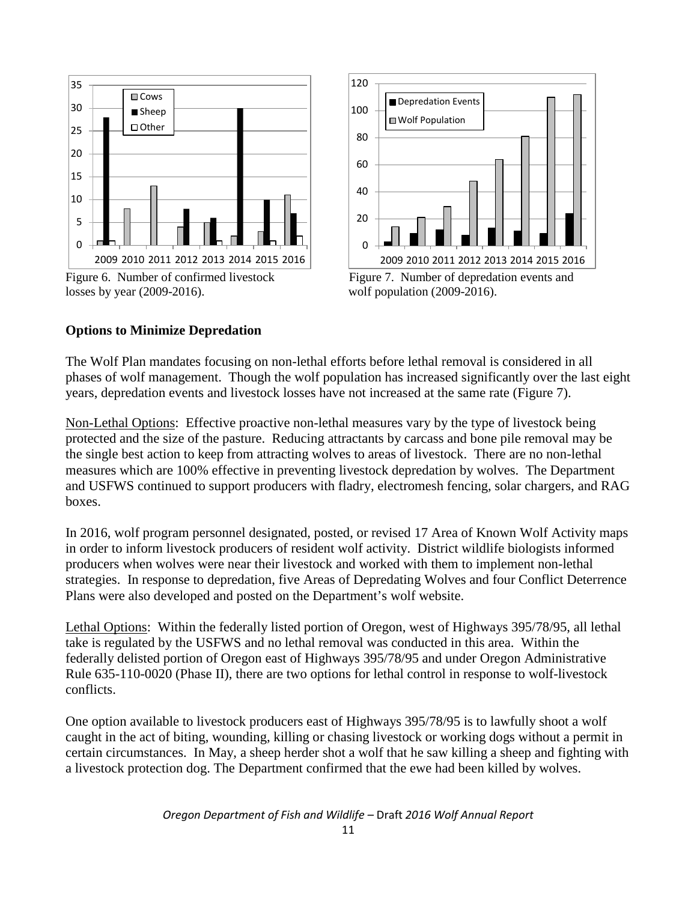Figure 6. Number of confirmed livestock losses by year (2009-2016).

Figure 7. Number of depredation events and wolf population (2009-2016).

**Options to Minimize Depredation**

The Wolf Plan mandates focusing on non-lethal efforts before lethal removal is considered in all phases of wolf management. Though the wolf population has increased significantly over the last eight years, depredation events and livestock losses have not increased at the same rate (Figure 7).

Non-Lethal Options: Effective proactive non-lethal measures vary by the type of livestock being protected and the size of the pasture. Reducing attractants by carcass and bone pile removal may be the single best action to keep from attracting wolves to areas of livestock. There are no non-lethal measures which are 100% effective in preventing livestock depredation by wolves. The Department and USFWS continued to support producers with fladry, electromesh fencing, solar chargers, and RAG boxes.

In 2016, wolf program personnel designated, posted, or revised 17 Area of Known Wolf Activity maps in order to inform livestock producers of resident wolf activity. District wildlife biologists informed producers when wolves were near their livestock and worked with them to implement non-lethal strategies. In response to depredation, five Areas of Depredating Wolves and four Conflict Deterrence Plans were also developed and posted on the Department's wolf website.

Lethal Options: Within the federally listed portion of Oregon, west of Highways 395/78/95, all lethal take is regulated by the USFWS and no lethal removal was conducted in this area. Within the federally delisted portion of Oregon east of Highways 395/78/95 and under Oregon Administrative Rule 635-110-0020 (Phase II), there are two options for lethal control in response to wolf-livestock conflicts.

One option available to livestock producers east of Highways 395/78/95 is to lawfully shoot a wolf caught in the act of biting, wounding, killing or chasing livestock or working dogs without a permit in certain circumstances. In May, a sheep herder shot a wolf that he saw killing a sheep and fighting with a livestock protection dog. The Department confirmed that the ewe had been killed by wolves.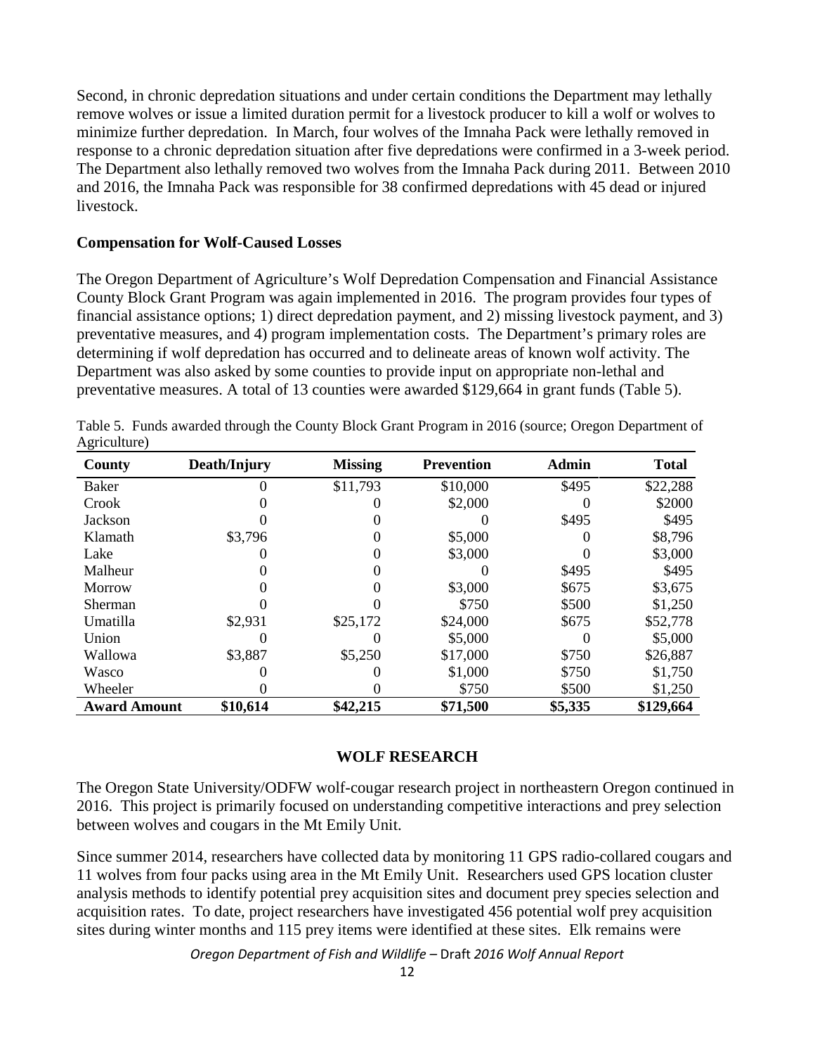Second, in chronic depredation situations and under certain conditions the Department may lethally remove wolves or issue a limited duration permit for a livestock producer to kill a wolf or wolves to minimize further depredation. In March, four wolves of the Imnaha Pack were lethally removed in response to a chronic depredation situation after five depredations were confirmed in a 3-week period. The Department also lethally removed two wolves from the Imnaha Pack during 2011. Between 2010 and 2016, the Imnaha Pack was responsible for 38 confirmed depredations with 45 dead or injured livestock.

### Compensation for Wolf-Caused Losses

The Oregon Department of Agriculture's Wolf Depredation Compensation and Financial Assistance County Block Grant Program was again implemented in 2016. The program provides four types of financial assistance options; 1) direct depredation payment, and 2) missing livestock payment, and 3) preventative measures, and 4) program implementation costs. The Department's primary roles are determining if wolf depredation has occurred and to delineate areas of known wolf activity. The Department was also asked by some counties to provide input on appropriate non-lethal and preventative measures. A total of 13 counties were awarded $129,664 in grant funds (Table 5).

Table 5. Funds awarded through the County Block Grant Program in 2016 (source; Oregon Department of Agriculture)

| County | Death/Injury | Missing | Prevention | Admin | Total |
|---|---|---|---|---|---|
| Baker | 0 | $11,793 | $10,000 | $495 | $22,288 |
| Crook | 0 | 0 | $2,000 | 0 | $2000 |
| Jackson | 0 | 0 | 0 | $495 | $495 |
| Klamath | $3,796 | 0 | $5,000 | 0 | $8,796 |
| Lake | 0 | 0 | $3,000 | 0 | $3,000 |
| Malheur | 0 | 0 | 0 | $495 | $495 |
| Morrow | 0 | 0 | $3,000 | $675 | $3,675 |
| Sherman | 0 | 0 | $750 | $500 | $1,250 |
| Umatilla | $2,931 | $25,172 | $24,000 | $675 | $52,778 |
| Union | 0 | 0 | $5,000 | 0 | $5,000 |
| Wallowa | $3,887 | $5,250 | $17,000 | $750 | $26,887 |
| Wasco | 0 | 0 | $1,000 | $750 | $1,750 |
| Wheeler | 0 | 0 | $750 | $500 | $1,250 |
| **Award Amount** | **$10,614** | **$42,215** | **$71,500** | **$5,335** | **$129,664** |

## WOLF RESEARCH

The Oregon State University/ODFW wolf-cougar research project in northeastern Oregon continued in 2016. This project is primarily focused on understanding competitive interactions and prey selection between wolves and cougars in the Mt Emily Unit.

Since summer 2014, researchers have collected data by monitoring 11 GPS radio-collared cougars and 11 wolves from four packs using area in the Mt Emily Unit. Researchers used GPS location cluster analysis methods to identify potential prey acquisition sites and document prey species selection and acquisition rates. To date, project researchers have investigated 456 potential wolf prey acquisition sites during winter months and 115 prey items were identified at these sites. Elk remains were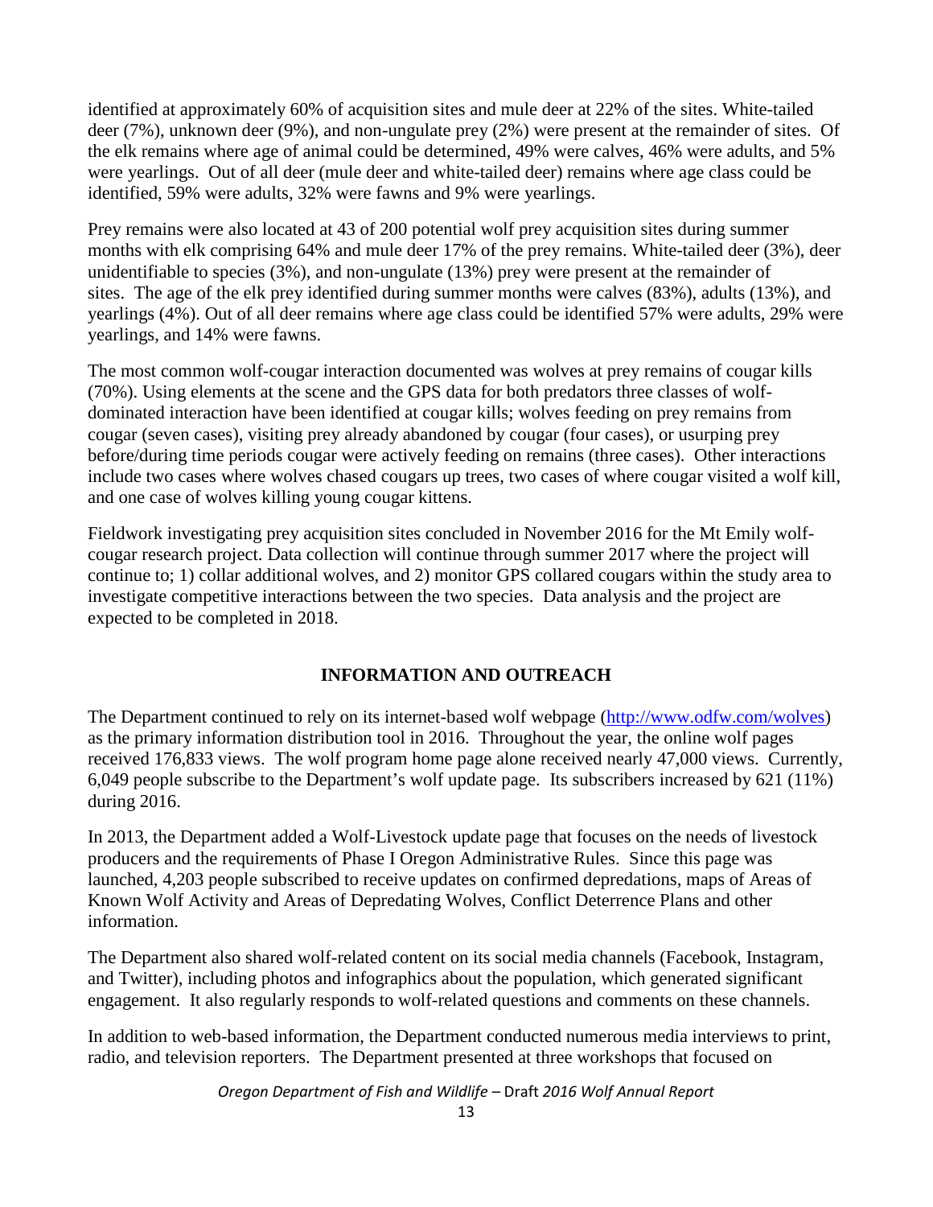identified at approximately 60% of acquisition sites and mule deer at 22% of the sites. White-tailed deer (7%), unknown deer (9%), and non-ungulate prey (2%) were present at the remainder of sites. Of the elk remains where age of animal could be determined, 49% were calves, 46% were adults, and 5% were yearlings. Out of all deer (mule deer and white-tailed deer) remains where age class could be identified, 59% were adults, 32% were fawns and 9% were yearlings.

Prey remains were also located at 43 of 200 potential wolf prey acquisition sites during summer months with elk comprising 64% and mule deer 17% of the prey remains. White-tailed deer (3%), deer unidentifiable to species (3%), and non-ungulate (13%) prey were present at the remainder of sites. The age of the elk prey identified during summer months were calves (83%), adults (13%), and yearlings (4%). Out of all deer remains where age class could be identified 57% were adults, 29% were yearlings, and 14% were fawns.

The most common wolf-cougar interaction documented was wolves at prey remains of cougar kills (70%). Using elements at the scene and the GPS data for both predators three classes of wolf-dominated interaction have been identified at cougar kills; wolves feeding on prey remains from cougar (seven cases), visiting prey already abandoned by cougar (four cases), or usurping prey before/during time periods cougar were actively feeding on remains (three cases). Other interactions include two cases where wolves chased cougars up trees, two cases of where cougar visited a wolf kill, and one case of wolves killing young cougar kittens.

Fieldwork investigating prey acquisition sites concluded in November 2016 for the Mt Emily wolf-cougar research project. Data collection will continue through summer 2017 where the project will continue to; 1) collar additional wolves, and 2) monitor GPS collared cougars within the study area to investigate competitive interactions between the two species. Data analysis and the project are expected to be completed in 2018.

## INFORMATION AND OUTREACH

The Department continued to rely on its internet-based wolf webpage (http://www.odfw.com/wolves) as the primary information distribution tool in 2016. Throughout the year, the online wolf pages received 176,833 views. The wolf program home page alone received nearly 47,000 views. Currently, 6,049 people subscribe to the Department's wolf update page. Its subscribers increased by 621 (11%) during 2016.

In 2013, the Department added a Wolf-Livestock update page that focuses on the needs of livestock producers and the requirements of Phase I Oregon Administrative Rules. Since this page was launched, 4,203 people subscribed to receive updates on confirmed depredations, maps of Areas of Known Wolf Activity and Areas of Depredating Wolves, Conflict Deterrence Plans and other information.

The Department also shared wolf-related content on its social media channels (Facebook, Instagram, and Twitter), including photos and infographics about the population, which generated significant engagement. It also regularly responds to wolf-related questions and comments on these channels.

In addition to web-based information, the Department conducted numerous media interviews to print, radio, and television reporters. The Department presented at three workshops that focused on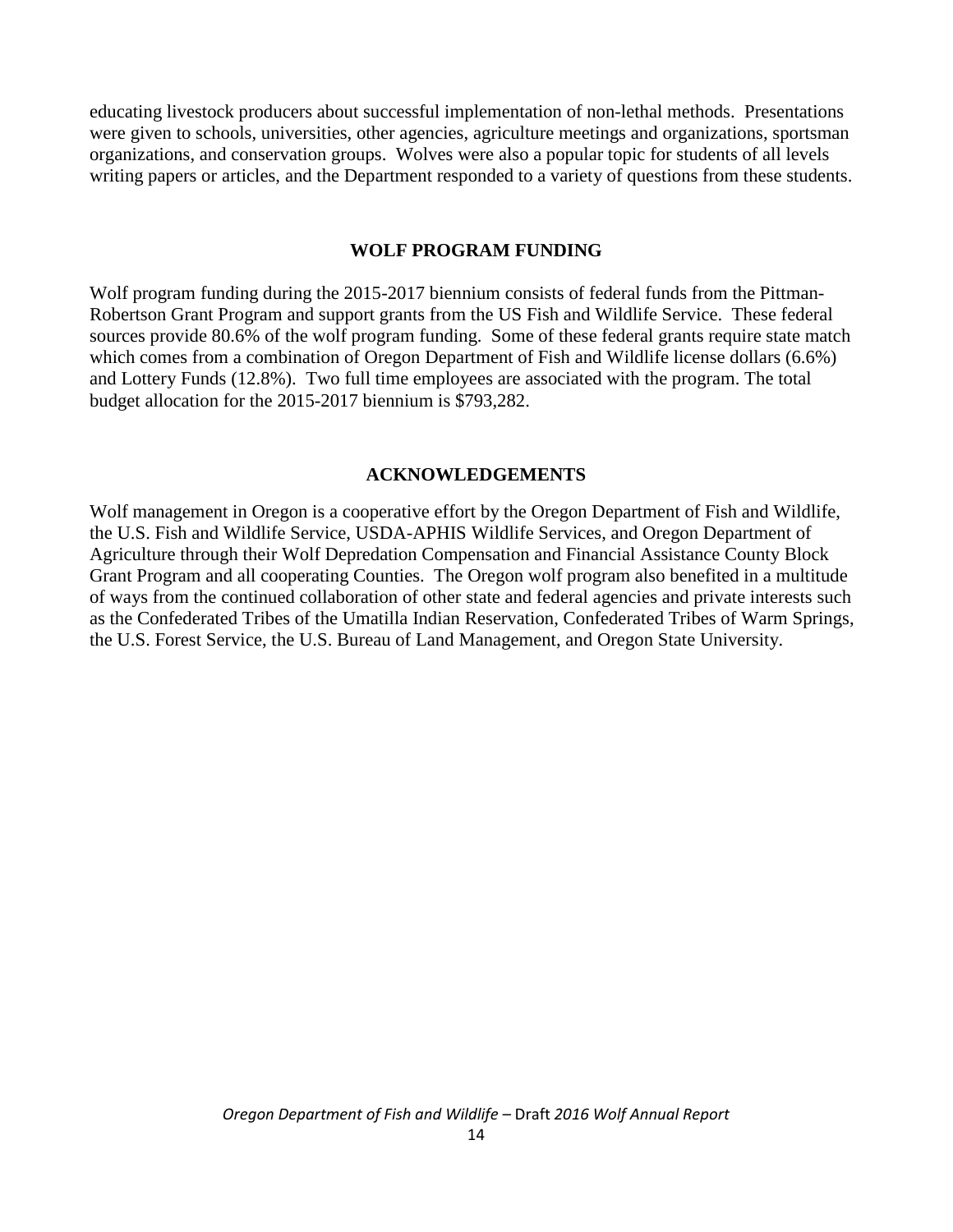educating livestock producers about successful implementation of non-lethal methods. Presentations were given to schools, universities, other agencies, agriculture meetings and organizations, sportsman organizations, and conservation groups. Wolves were also a popular topic for students of all levels writing papers or articles, and the Department responded to a variety of questions from these students.

## WOLF PROGRAM FUNDING

Wolf program funding during the 2015-2017 biennium consists of federal funds from the Pittman-Robertson Grant Program and support grants from the US Fish and Wildlife Service. These federal sources provide 80.6% of the wolf program funding. Some of these federal grants require state match which comes from a combination of Oregon Department of Fish and Wildlife license dollars (6.6%) and Lottery Funds (12.8%). Two full time employees are associated with the program. The total budget allocation for the 2015-2017 biennium is $793,282.

## ACKNOWLEDGEMENTS

Wolf management in Oregon is a cooperative effort by the Oregon Department of Fish and Wildlife, the U.S. Fish and Wildlife Service, USDA-APHIS Wildlife Services, and Oregon Department of Agriculture through their Wolf Depredation Compensation and Financial Assistance County Block Grant Program and all cooperating Counties. The Oregon wolf program also benefited in a multitude of ways from the continued collaboration of other state and federal agencies and private interests such as the Confederated Tribes of the Umatilla Indian Reservation, Confederated Tribes of Warm Springs, the U.S. Forest Service, the U.S. Bureau of Land Management, and Oregon State University.